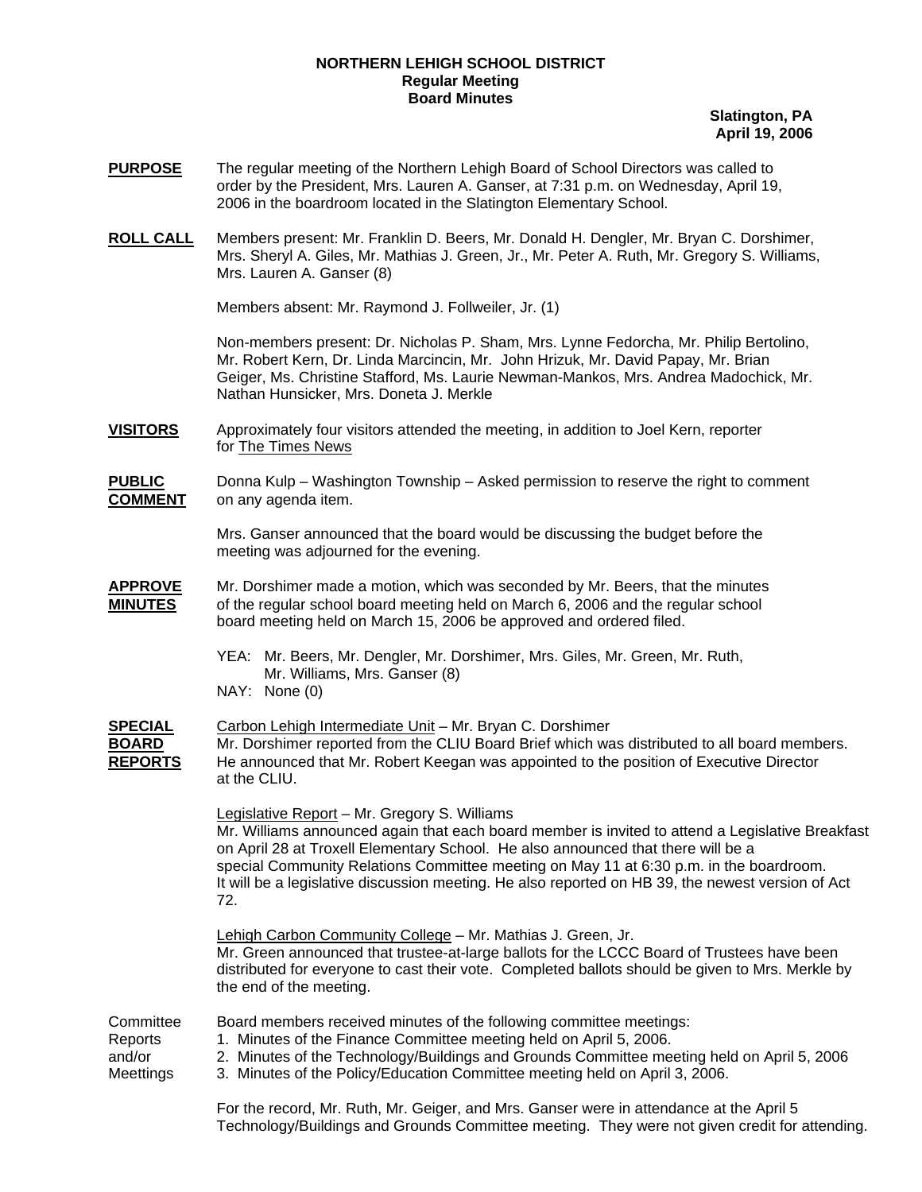**NORTHERN LEHIGH SCHOOL DISTRICT**
**Regular Meeting**
**Board Minutes**

**Slatington, PA**
**April 19, 2006**

**PURPOSE** The regular meeting of the Northern Lehigh Board of School Directors was called to order by the President, Mrs. Lauren A. Ganser, at 7:31 p.m. on Wednesday, April 19, 2006 in the boardroom located in the Slatington Elementary School.

**ROLL CALL** Members present: Mr. Franklin D. Beers, Mr. Donald H. Dengler, Mr. Bryan C. Dorshimer, Mrs. Sheryl A. Giles, Mr. Mathias J. Green, Jr., Mr. Peter A. Ruth, Mr. Gregory S. Williams, Mrs. Lauren A. Ganser (8)

Members absent: Mr. Raymond J. Follweiler, Jr. (1)

Non-members present: Dr. Nicholas P. Sham, Mrs. Lynne Fedorcha, Mr. Philip Bertolino, Mr. Robert Kern, Dr. Linda Marcincin, Mr. John Hrizuk, Mr. David Papay, Mr. Brian Geiger, Ms. Christine Stafford, Ms. Laurie Newman-Mankos, Mrs. Andrea Madochick, Mr. Nathan Hunsicker, Mrs. Doneta J. Merkle

**VISITORS** Approximately four visitors attended the meeting, in addition to Joel Kern, reporter for The Times News

**PUBLIC COMMENT** Donna Kulp – Washington Township – Asked permission to reserve the right to comment on any agenda item.

Mrs. Ganser announced that the board would be discussing the budget before the meeting was adjourned for the evening.

**APPROVE MINUTES** Mr. Dorshimer made a motion, which was seconded by Mr. Beers, that the minutes of the regular school board meeting held on March 6, 2006 and the regular school board meeting held on March 15, 2006 be approved and ordered filed.

YEA: Mr. Beers, Mr. Dengler, Mr. Dorshimer, Mrs. Giles, Mr. Green, Mr. Ruth, Mr. Williams, Mrs. Ganser (8)
NAY: None (0)

**SPECIAL BOARD REPORTS** Carbon Lehigh Intermediate Unit – Mr. Bryan C. Dorshimer
Mr. Dorshimer reported from the CLIU Board Brief which was distributed to all board members. He announced that Mr. Robert Keegan was appointed to the position of Executive Director at the CLIU.

Legislative Report – Mr. Gregory S. Williams
Mr. Williams announced again that each board member is invited to attend a Legislative Breakfast on April 28 at Troxell Elementary School. He also announced that there will be a special Community Relations Committee meeting on May 11 at 6:30 p.m. in the boardroom. It will be a legislative discussion meeting. He also reported on HB 39, the newest version of Act 72.

Lehigh Carbon Community College – Mr. Mathias J. Green, Jr.
Mr. Green announced that trustee-at-large ballots for the LCCC Board of Trustees have been distributed for everyone to cast their vote. Completed ballots should be given to Mrs. Merkle by the end of the meeting.

Committee Reports and/or Meettings Board members received minutes of the following committee meetings:

1. Minutes of the Finance Committee meeting held on April 5, 2006.
2. Minutes of the Technology/Buildings and Grounds Committee meeting held on April 5, 2006
3. Minutes of the Policy/Education Committee meeting held on April 3, 2006.

For the record, Mr. Ruth, Mr. Geiger, and Mrs. Ganser were in attendance at the April 5 Technology/Buildings and Grounds Committee meeting. They were not given credit for attending.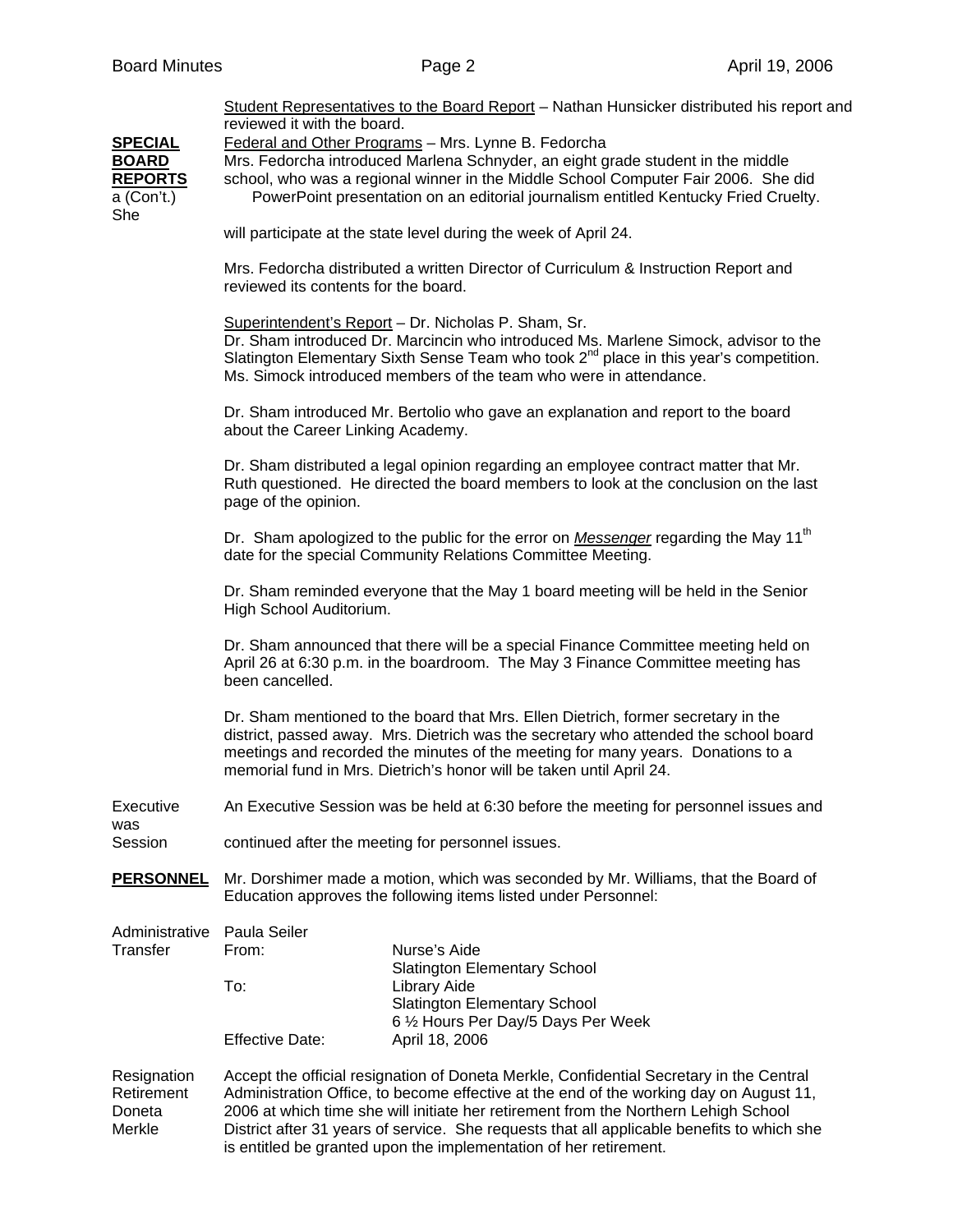**SPECIAL BOARD REPORTS** a (Con't.)

Student Representatives to the Board Report – Nathan Hunsicker distributed his report and reviewed it with the board.

Federal and Other Programs – Mrs. Lynne B. Fedorcha

Mrs. Fedorcha introduced Marlena Schnyder, an eight grade student in the middle school, who was a regional winner in the Middle School Computer Fair 2006. She did PowerPoint presentation on an editorial journalism entitled Kentucky Fried Cruelty. She will participate at the state level during the week of April 24.

Mrs. Fedorcha distributed a written Director of Curriculum & Instruction Report and reviewed its contents for the board.

Superintendent's Report – Dr. Nicholas P. Sham, Sr.

Dr. Sham introduced Dr. Marcincin who introduced Ms. Marlene Simock, advisor to the Slatington Elementary Sixth Sense Team who took 2nd place in this year's competition. Ms. Simock introduced members of the team who were in attendance.

Dr. Sham introduced Mr. Bertolio who gave an explanation and report to the board about the Career Linking Academy.

Dr. Sham distributed a legal opinion regarding an employee contract matter that Mr. Ruth questioned. He directed the board members to look at the conclusion on the last page of the opinion.

Dr. Sham apologized to the public for the error on *Messenger* regarding the May 11th date for the special Community Relations Committee Meeting.

Dr. Sham reminded everyone that the May 1 board meeting will be held in the Senior High School Auditorium.

Dr. Sham announced that there will be a special Finance Committee meeting held on April 26 at 6:30 p.m. in the boardroom. The May 3 Finance Committee meeting has been cancelled.

Dr. Sham mentioned to the board that Mrs. Ellen Dietrich, former secretary in the district, passed away. Mrs. Dietrich was the secretary who attended the school board meetings and recorded the minutes of the meeting for many years. Donations to a memorial fund in Mrs. Dietrich's honor will be taken until April 24.

Executive Session

An Executive Session was be held at 6:30 before the meeting for personnel issues and was continued after the meeting for personnel issues.

**PERSONNEL**

Mr. Dorshimer made a motion, which was seconded by Mr. Williams, that the Board of Education approves the following items listed under Personnel:

Administrative Transfer

| Paula Seiler | |
|---|---|
| From: | Nurse's Aide<br>Slatington Elementary School |
| To: | Library Aide<br>Slatington Elementary School<br>6 ½ Hours Per Day/5 Days Per Week |
| Effective Date: | April 18, 2006 |

Resignation Retirement Doneta Merkle

Accept the official resignation of Doneta Merkle, Confidential Secretary in the Central Administration Office, to become effective at the end of the working day on August 11, 2006 at which time she will initiate her retirement from the Northern Lehigh School District after 31 years of service. She requests that all applicable benefits to which she is entitled be granted upon the implementation of her retirement.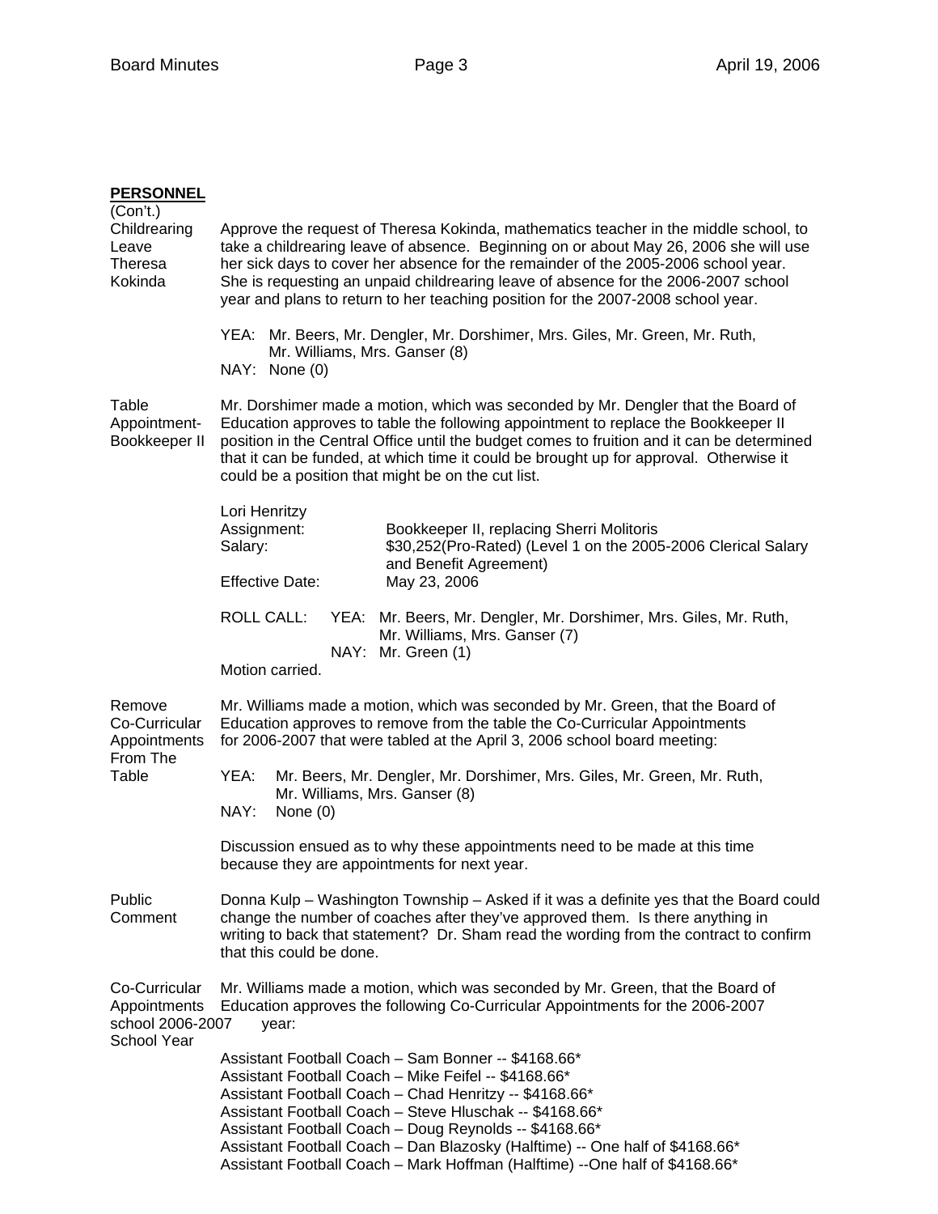**PERSONNEL**
(Con't.)

**Childrearing Leave Theresa Kokinda**

Approve the request of Theresa Kokinda, mathematics teacher in the middle school, to take a childrearing leave of absence. Beginning on or about May 26, 2006 she will use her sick days to cover her absence for the remainder of the 2005-2006 school year. She is requesting an unpaid childrearing leave of absence for the 2006-2007 school year and plans to return to her teaching position for the 2007-2008 school year.

YEA: Mr. Beers, Mr. Dengler, Mr. Dorshimer, Mrs. Giles, Mr. Green, Mr. Ruth, Mr. Williams, Mrs. Ganser (8)
NAY: None (0)

**Table Appointment- Bookkeeper II**

Mr. Dorshimer made a motion, which was seconded by Mr. Dengler that the Board of Education approves to table the following appointment to replace the Bookkeeper II position in the Central Office until the budget comes to fruition and it can be determined that it can be funded, at which time it could be brought up for approval. Otherwise it could be a position that might be on the cut list.

Lori Henritzy
Assignment: Bookkeeper II, replacing Sherri Molitoris
Salary: $30,252(Pro-Rated) (Level 1 on the 2005-2006 Clerical Salary and Benefit Agreement)
Effective Date: May 23, 2006

ROLL CALL: YEA: Mr. Beers, Mr. Dengler, Mr. Dorshimer, Mrs. Giles, Mr. Ruth, Mr. Williams, Mrs. Ganser (7)
NAY: Mr. Green (1)

Motion carried.

**Remove Co-Curricular Appointments From The Table**

Mr. Williams made a motion, which was seconded by Mr. Green, that the Board of Education approves to remove from the table the Co-Curricular Appointments for 2006-2007 that were tabled at the April 3, 2006 school board meeting:

YEA: Mr. Beers, Mr. Dengler, Mr. Dorshimer, Mrs. Giles, Mr. Green, Mr. Ruth, Mr. Williams, Mrs. Ganser (8)
NAY: None (0)

Discussion ensued as to why these appointments need to be made at this time because they are appointments for next year.

**Public Comment**

Donna Kulp – Washington Township – Asked if it was a definite yes that the Board could change the number of coaches after they've approved them. Is there anything in writing to back that statement? Dr. Sham read the wording from the contract to confirm that this could be done.

**Co-Curricular Appointments school 2006-2007 School Year**

Mr. Williams made a motion, which was seconded by Mr. Green, that the Board of Education approves the following Co-Curricular Appointments for the 2006-2007 year:

Assistant Football Coach – Sam Bonner -- $4168.66*
Assistant Football Coach – Mike Feifel -- $4168.66*
Assistant Football Coach – Chad Henritzy -- $4168.66*
Assistant Football Coach – Steve Hluschak -- $4168.66*
Assistant Football Coach – Doug Reynolds -- $4168.66*
Assistant Football Coach – Dan Blazosky (Halftime) -- One half of $4168.66*
Assistant Football Coach – Mark Hoffman (Halftime) --One half of $4168.66*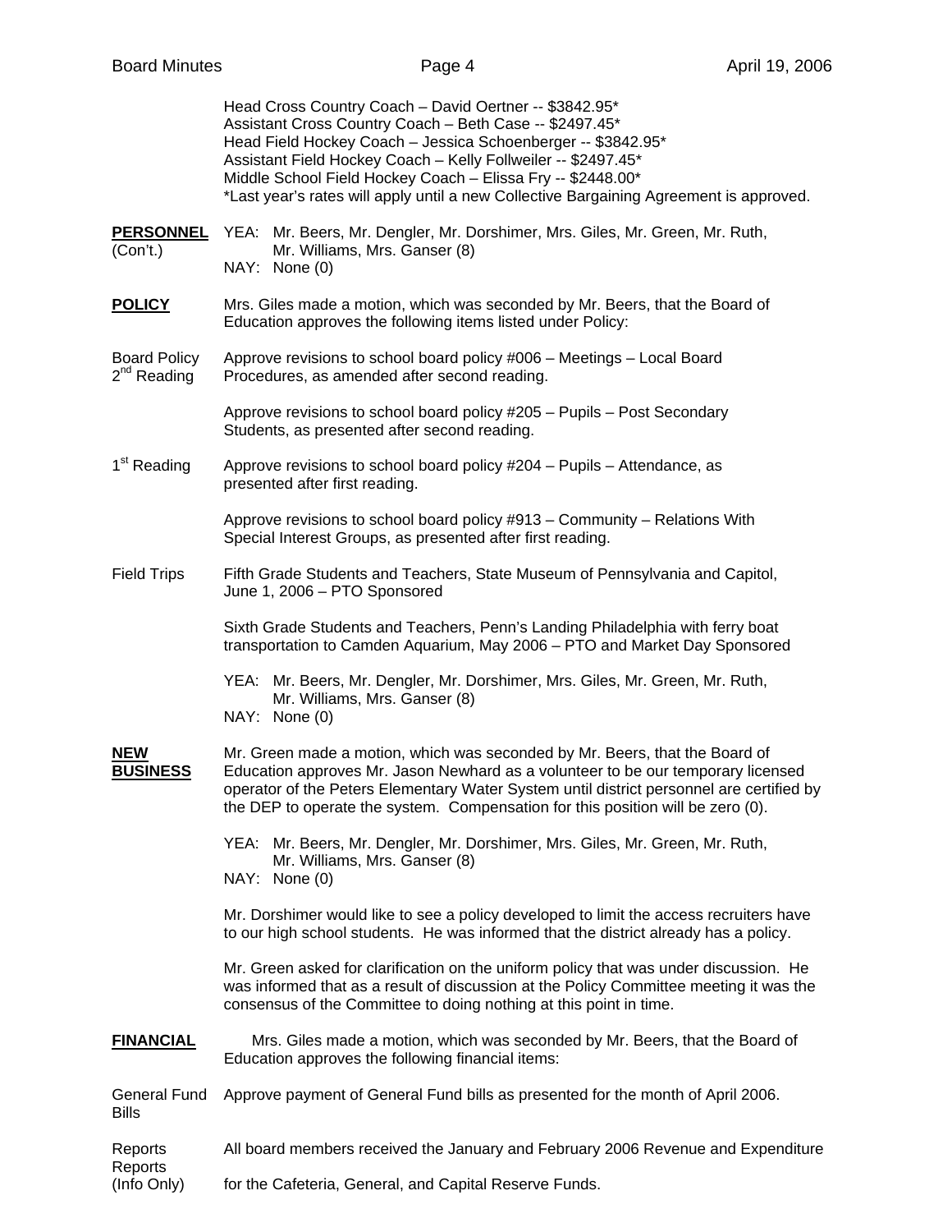Head Cross Country Coach – David Oertner -- $3842.95*
Assistant Cross Country Coach – Beth Case -- $2497.45*
Head Field Hockey Coach – Jessica Schoenberger -- $3842.95*
Assistant Field Hockey Coach – Kelly Follweiler -- $2497.45*
Middle School Field Hockey Coach – Elissa Fry -- $2448.00*
*Last year's rates will apply until a new Collective Bargaining Agreement is approved.

**PERSONNEL** (Con't.)

YEA: Mr. Beers, Mr. Dengler, Mr. Dorshimer, Mrs. Giles, Mr. Green, Mr. Ruth, Mr. Williams, Mrs. Ganser (8)
NAY: None (0)

**POLICY**

Mrs. Giles made a motion, which was seconded by Mr. Beers, that the Board of Education approves the following items listed under Policy:

Board Policy 2nd Reading

Approve revisions to school board policy #006 – Meetings – Local Board Procedures, as amended after second reading.

Approve revisions to school board policy #205 – Pupils – Post Secondary Students, as presented after second reading.

1st Reading

Approve revisions to school board policy #204 – Pupils – Attendance, as presented after first reading.

Approve revisions to school board policy #913 – Community – Relations With Special Interest Groups, as presented after first reading.

Field Trips

Fifth Grade Students and Teachers, State Museum of Pennsylvania and Capitol, June 1, 2006 – PTO Sponsored

Sixth Grade Students and Teachers, Penn's Landing Philadelphia with ferry boat transportation to Camden Aquarium, May 2006 – PTO and Market Day Sponsored

YEA: Mr. Beers, Mr. Dengler, Mr. Dorshimer, Mrs. Giles, Mr. Green, Mr. Ruth, Mr. Williams, Mrs. Ganser (8)
NAY: None (0)

**NEW BUSINESS**

Mr. Green made a motion, which was seconded by Mr. Beers, that the Board of Education approves Mr. Jason Newhard as a volunteer to be our temporary licensed operator of the Peters Elementary Water System until district personnel are certified by the DEP to operate the system. Compensation for this position will be zero (0).

YEA: Mr. Beers, Mr. Dengler, Mr. Dorshimer, Mrs. Giles, Mr. Green, Mr. Ruth, Mr. Williams, Mrs. Ganser (8)
NAY: None (0)

Mr. Dorshimer would like to see a policy developed to limit the access recruiters have to our high school students. He was informed that the district already has a policy.

Mr. Green asked for clarification on the uniform policy that was under discussion. He was informed that as a result of discussion at the Policy Committee meeting it was the consensus of the Committee to doing nothing at this point in time.

**FINANCIAL**

Mrs. Giles made a motion, which was seconded by Mr. Beers, that the Board of Education approves the following financial items:

General Fund Bills

Approve payment of General Fund bills as presented for the month of April 2006.

Reports (Info Only)

All board members received the January and February 2006 Revenue and Expenditure Reports for the Cafeteria, General, and Capital Reserve Funds.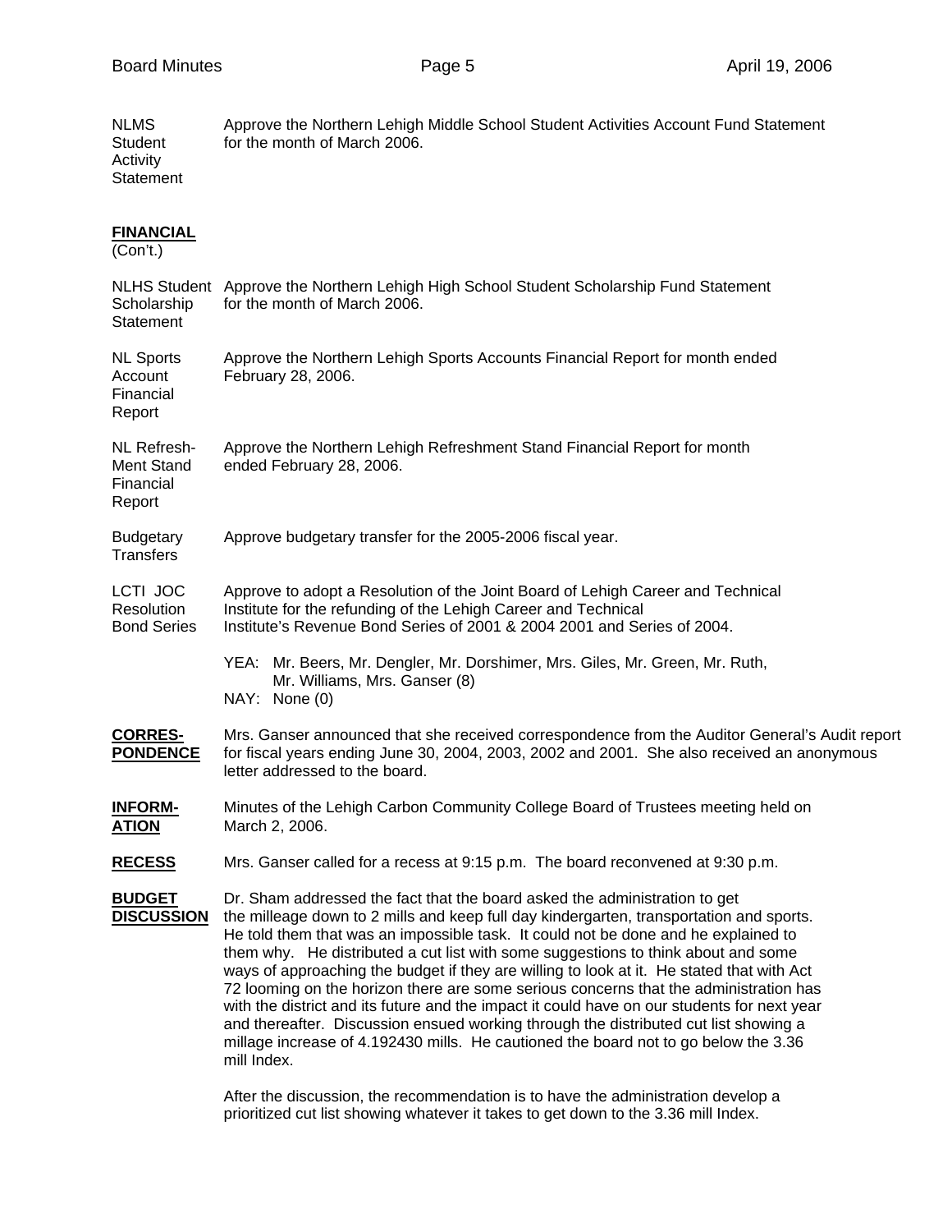NLMS Student Activity Statement — Approve the Northern Lehigh Middle School Student Activities Account Fund Statement for the month of March 2006.

**FINANCIAL**
(Con't.)

NLHS Student Scholarship Statement — Approve the Northern Lehigh High School Student Scholarship Fund Statement for the month of March 2006.

NL Sports Account Financial Report — Approve the Northern Lehigh Sports Accounts Financial Report for month ended February 28, 2006.

NL Refresh-Ment Stand Financial Report — Approve the Northern Lehigh Refreshment Stand Financial Report for month ended February 28, 2006.

Budgetary Transfers — Approve budgetary transfer for the 2005-2006 fiscal year.

LCTI JOC Resolution Bond Series — Approve to adopt a Resolution of the Joint Board of Lehigh Career and Technical Institute for the refunding of the Lehigh Career and Technical Institute's Revenue Bond Series of 2001 & 2004 2001 and Series of 2004.

YEA: Mr. Beers, Mr. Dengler, Mr. Dorshimer, Mrs. Giles, Mr. Green, Mr. Ruth, Mr. Williams, Mrs. Ganser (8)
NAY: None (0)

**CORRES-PONDENCE** — Mrs. Ganser announced that she received correspondence from the Auditor General's Audit report for fiscal years ending June 30, 2004, 2003, 2002 and 2001. She also received an anonymous letter addressed to the board.

**INFORM-ATION** — Minutes of the Lehigh Carbon Community College Board of Trustees meeting held on March 2, 2006.

**RECESS** — Mrs. Ganser called for a recess at 9:15 p.m. The board reconvened at 9:30 p.m.

**BUDGET DISCUSSION** — Dr. Sham addressed the fact that the board asked the administration to get the milleage down to 2 mills and keep full day kindergarten, transportation and sports. He told them that was an impossible task. It could not be done and he explained to them why. He distributed a cut list with some suggestions to think about and some ways of approaching the budget if they are willing to look at it. He stated that with Act 72 looming on the horizon there are some serious concerns that the administration has with the district and its future and the impact it could have on our students for next year and thereafter. Discussion ensued working through the distributed cut list showing a millage increase of 4.192430 mills. He cautioned the board not to go below the 3.36 mill Index.

After the discussion, the recommendation is to have the administration develop a prioritized cut list showing whatever it takes to get down to the 3.36 mill Index.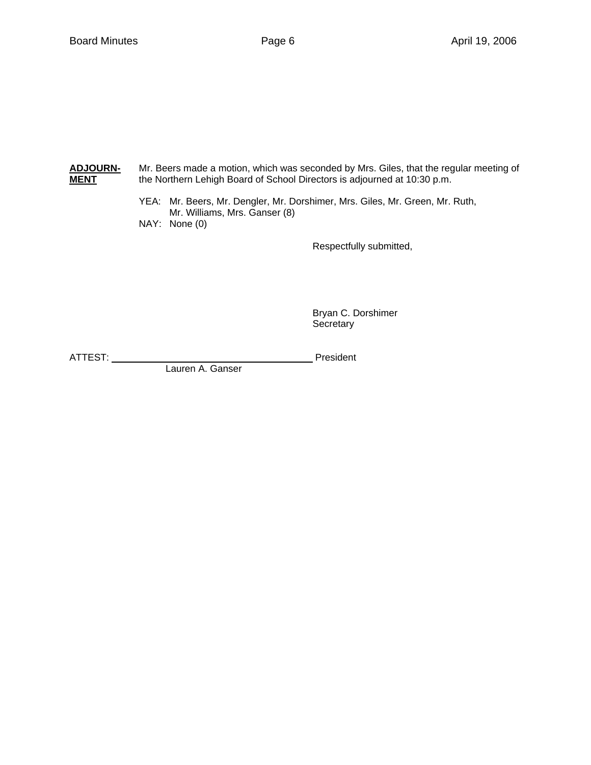**ADJOURNMENT**

Mr. Beers made a motion, which was seconded by Mrs. Giles, that the regular meeting of the Northern Lehigh Board of School Directors is adjourned at 10:30 p.m.

YEA: Mr. Beers, Mr. Dengler, Mr. Dorshimer, Mrs. Giles, Mr. Green, Mr. Ruth, Mr. Williams, Mrs. Ganser (8)
NAY: None (0)

Respectfully submitted,

Bryan C. Dorshimer
Secretary

ATTEST: ______________________________ President
Lauren A. Ganser